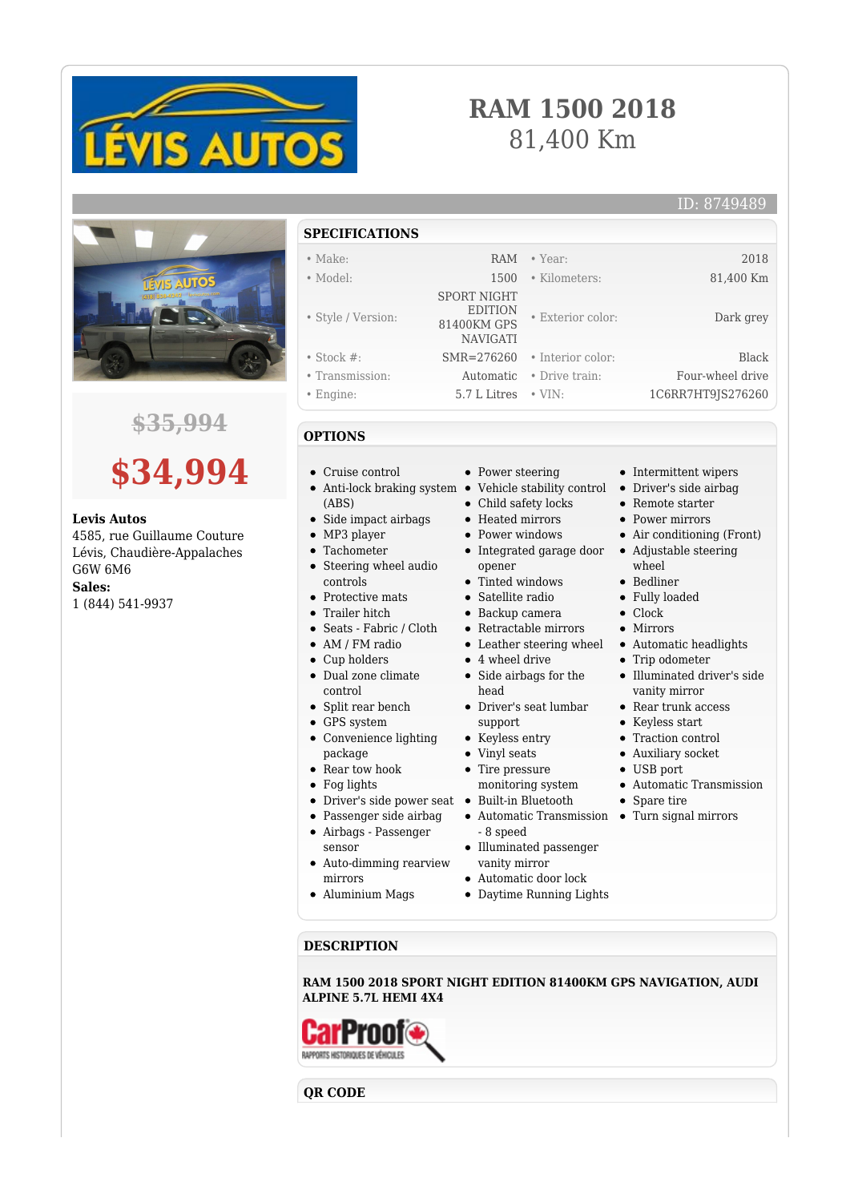# RAM 1500 2018

81,400 Km

ID: 8749489

~~$35,994~~

**$34,994**

**Levis Autos**
4585, rue Guillaume Couture
Lévis, Chaudière-Appalaches
G6W 6M6
**Sales:**
1 (844) 541-9937

## SPECIFICATIONS

| | | | |
|---|---|---|---|
| • Make: | RAM | • Year: | 2018 |
| • Model: | 1500 | • Kilometers: | 81,400 Km |
| • Style / Version: | SPORT NIGHT EDITION 81400KM GPS NAVIGATI | • Exterior color: | Dark grey |
| • Stock #: | SMR=276260 | • Interior color: | Black |
| • Transmission: | Automatic | • Drive train: | Four-wheel drive |
| • Engine: | 5.7 L Litres | • VIN: | 1C6RR7HT9JS276260 |

## OPTIONS

- Cruise control
- Anti-lock braking system (ABS)
- Side impact airbags
- MP3 player
- Tachometer
- Steering wheel audio controls
- Protective mats
- Trailer hitch
- Seats - Fabric / Cloth
- AM / FM radio
- Cup holders
- Dual zone climate control
- Split rear bench
- GPS system
- Convenience lighting package
- Rear tow hook
- Fog lights
- Driver's side power seat
- Passenger side airbag
- Airbags - Passenger sensor
- Auto-dimming rearview mirrors
- Aluminium Mags
- Power steering
- Vehicle stability control
- Child safety locks
- Heated mirrors
- Power windows
- Integrated garage door opener
- Tinted windows
- Satellite radio
- Backup camera
- Retractable mirrors
- Leather steering wheel
- 4 wheel drive
- Side airbags for the head
- Driver's seat lumbar support
- Keyless entry
- Vinyl seats
- Tire pressure monitoring system
- Built-in Bluetooth
- Automatic Transmission - 8 speed
- Illuminated passenger vanity mirror
- Automatic door lock
- Daytime Running Lights
- Intermittent wipers
- Driver's side airbag
- Remote starter
- Power mirrors
- Air conditioning (Front)
- Adjustable steering wheel
- Bedliner
- Fully loaded
- Clock
- Mirrors
- Automatic headlights
- Trip odometer
- Illuminated driver's side vanity mirror
- Rear trunk access
- Keyless start
- Traction control
- Auxiliary socket
- USB port
- Automatic Transmission
- Spare tire
- Turn signal mirrors

## DESCRIPTION

**RAM 1500 2018 SPORT NIGHT EDITION 81400KM GPS NAVIGATION, AUDI ALPINE 5.7L HEMI 4X4**

CarProof
RAPPORTS HISTORIQUES DE VÉHICULES

## QR CODE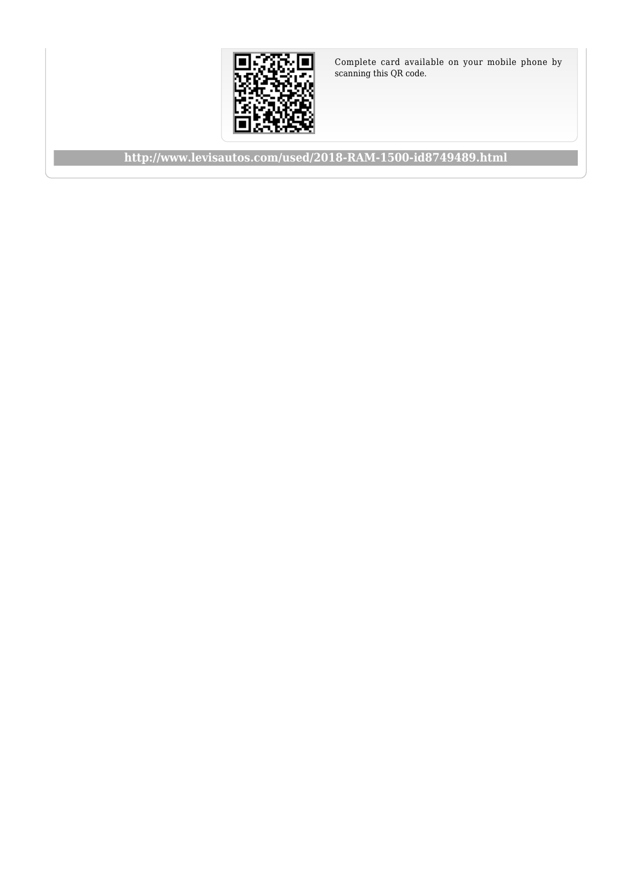Complete card available on your mobile phone by scanning this QR code.

**http://www.levisautos.com/used/2018-RAM-1500-id8749489.html**